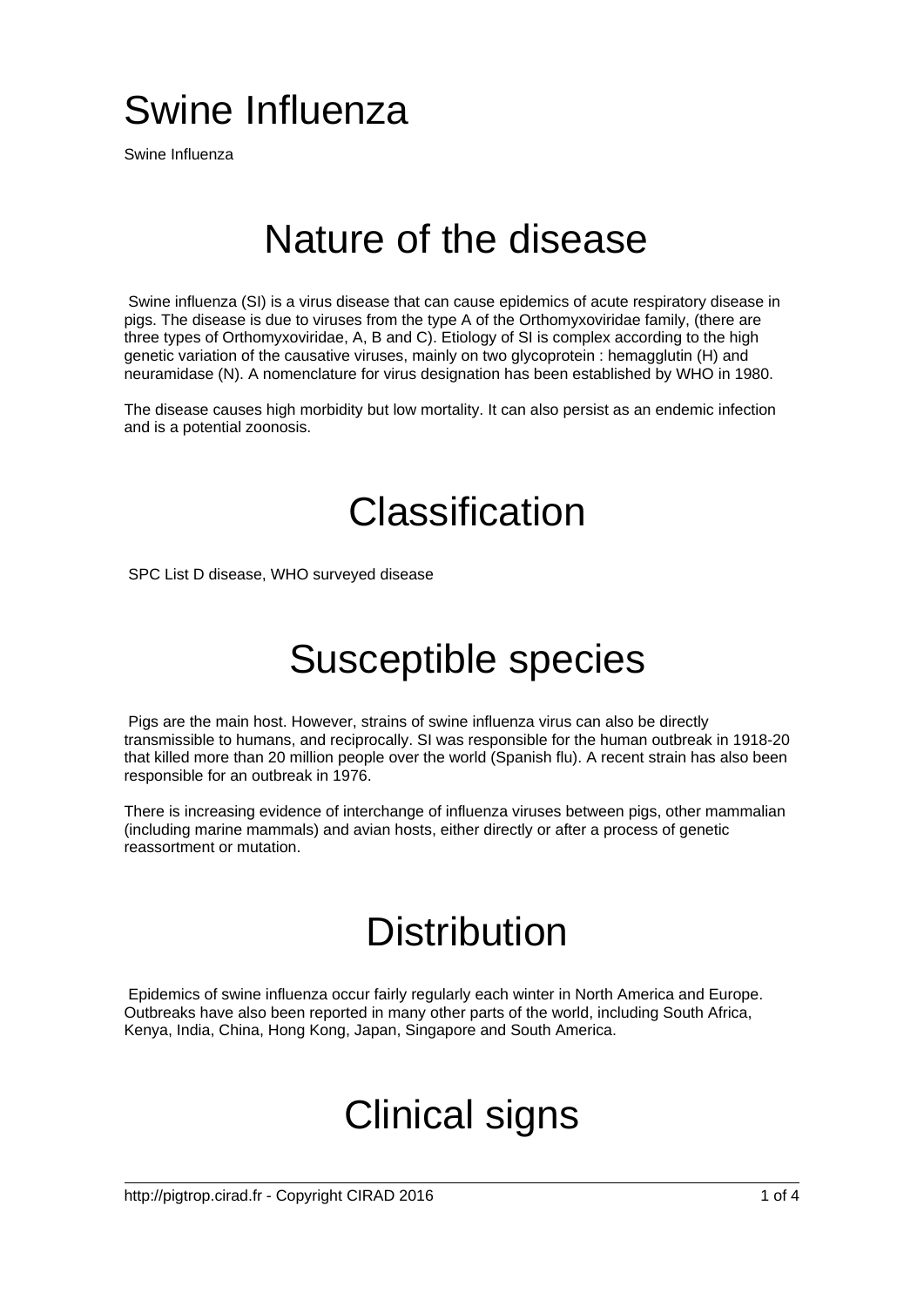# Swine Influenza

Swine Influenza

## Nature of the disease

Swine influenza (SI) is a virus disease that can cause epidemics of acute respiratory disease in pigs. The disease is due to viruses from the type A of the Orthomyxoviridae family, (there are three types of Orthomyxoviridae, A, B and C). Etiology of SI is complex according to the high genetic variation of the causative viruses, mainly on two glycoprotein : hemagglutin (H) and neuramidase (N). A nomenclature for virus designation has been established by WHO in 1980.

The disease causes high morbidity but low mortality. It can also persist as an endemic infection and is a potential zoonosis.

## Classification

SPC List D disease, WHO surveyed disease

## Susceptible species

Pigs are the main host. However, strains of swine influenza virus can also be directly transmissible to humans, and reciprocally. SI was responsible for the human outbreak in 1918-20 that killed more than 20 million people over the world (Spanish flu). A recent strain has also been responsible for an outbreak in 1976.

There is increasing evidence of interchange of influenza viruses between pigs, other mammalian (including marine mammals) and avian hosts, either directly or after a process of genetic reassortment or mutation.

## Distribution

Epidemics of swine influenza occur fairly regularly each winter in North America and Europe. Outbreaks have also been reported in many other parts of the world, including South Africa, Kenya, India, China, Hong Kong, Japan, Singapore and South America.

## Clinical signs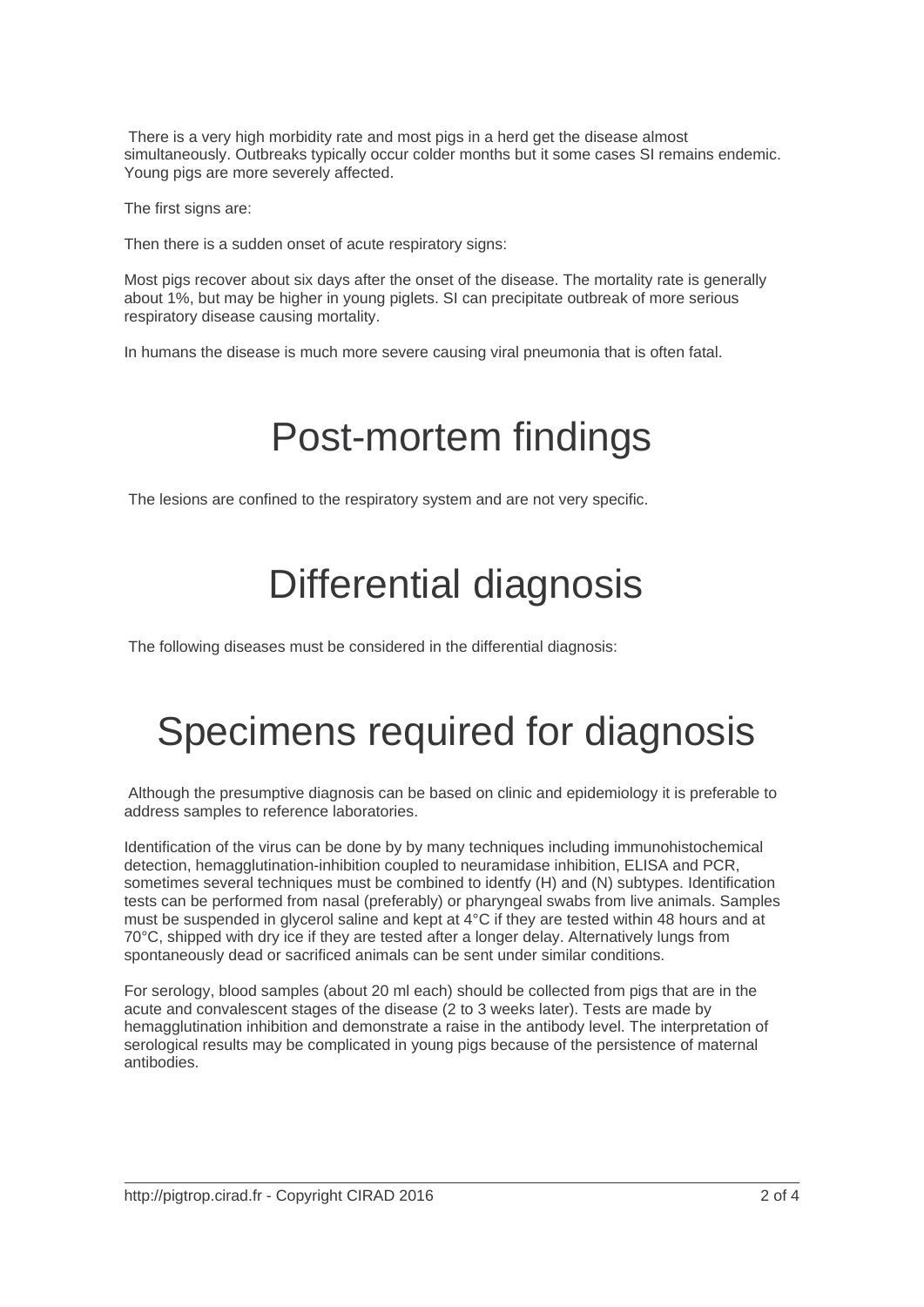There is a very high morbidity rate and most pigs in a herd get the disease almost simultaneously. Outbreaks typically occur colder months but it some cases SI remains endemic. Young pigs are more severely affected.

The first signs are:

Then there is a sudden onset of acute respiratory signs:

Most pigs recover about six days after the onset of the disease. The mortality rate is generally about 1%, but may be higher in young piglets. SI can precipitate outbreak of more serious respiratory disease causing mortality.

In humans the disease is much more severe causing viral pneumonia that is often fatal.

# Post-mortem findings

The lesions are confined to the respiratory system and are not very specific.

# Differential diagnosis

The following diseases must be considered in the differential diagnosis:

# Specimens required for diagnosis

Although the presumptive diagnosis can be based on clinic and epidemiology it is preferable to address samples to reference laboratories.

Identification of the virus can be done by by many techniques including immunohistochemical detection, hemagglutination-inhibition coupled to neuramidase inhibition, ELISA and PCR, sometimes several techniques must be combined to identfy (H) and (N) subtypes. Identification tests can be performed from nasal (preferably) or pharyngeal swabs from live animals. Samples must be suspended in glycerol saline and kept at 4°C if they are tested within 48 hours and at 70°C, shipped with dry ice if they are tested after a longer delay. Alternatively lungs from spontaneously dead or sacrificed animals can be sent under similar conditions.

For serology, blood samples (about 20 ml each) should be collected from pigs that are in the acute and convalescent stages of the disease (2 to 3 weeks later). Tests are made by hemagglutination inhibition and demonstrate a raise in the antibody level. The interpretation of serological results may be complicated in young pigs because of the persistence of maternal antibodies.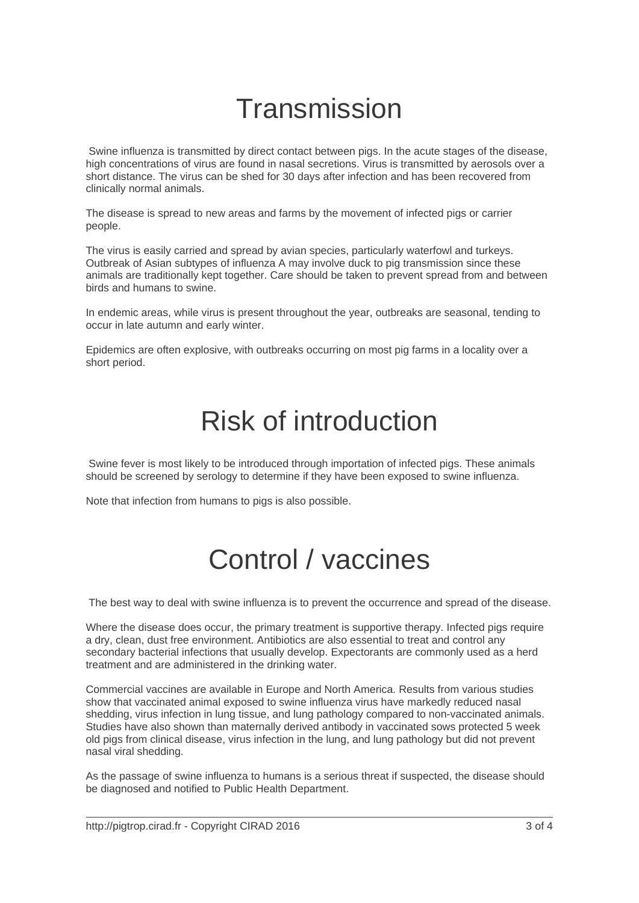# Transmission

Swine influenza is transmitted by direct contact between pigs. In the acute stages of the disease, high concentrations of virus are found in nasal secretions. Virus is transmitted by aerosols over a short distance. The virus can be shed for 30 days after infection and has been recovered from clinically normal animals.

The disease is spread to new areas and farms by the movement of infected pigs or carrier people.

The virus is easily carried and spread by avian species, particularly waterfowl and turkeys. Outbreak of Asian subtypes of influenza A may involve duck to pig transmission since these animals are traditionally kept together. Care should be taken to prevent spread from and between birds and humans to swine.

In endemic areas, while virus is present throughout the year, outbreaks are seasonal, tending to occur in late autumn and early winter.

Epidemics are often explosive, with outbreaks occurring on most pig farms in a locality over a short period.

# Risk of introduction

Swine fever is most likely to be introduced through importation of infected pigs. These animals should be screened by serology to determine if they have been exposed to swine influenza.

Note that infection from humans to pigs is also possible.

# Control / vaccines

The best way to deal with swine influenza is to prevent the occurrence and spread of the disease.

Where the disease does occur, the primary treatment is supportive therapy. Infected pigs require a dry, clean, dust free environment. Antibiotics are also essential to treat and control any secondary bacterial infections that usually develop. Expectorants are commonly used as a herd treatment and are administered in the drinking water.

Commercial vaccines are available in Europe and North America. Results from various studies show that vaccinated animal exposed to swine influenza virus have markedly reduced nasal shedding, virus infection in lung tissue, and lung pathology compared to non-vaccinated animals. Studies have also shown than maternally derived antibody in vaccinated sows protected 5 week old pigs from clinical disease, virus infection in the lung, and lung pathology but did not prevent nasal viral shedding.

As the passage of swine influenza to humans is a serious threat if suspected, the disease should be diagnosed and notified to Public Health Department.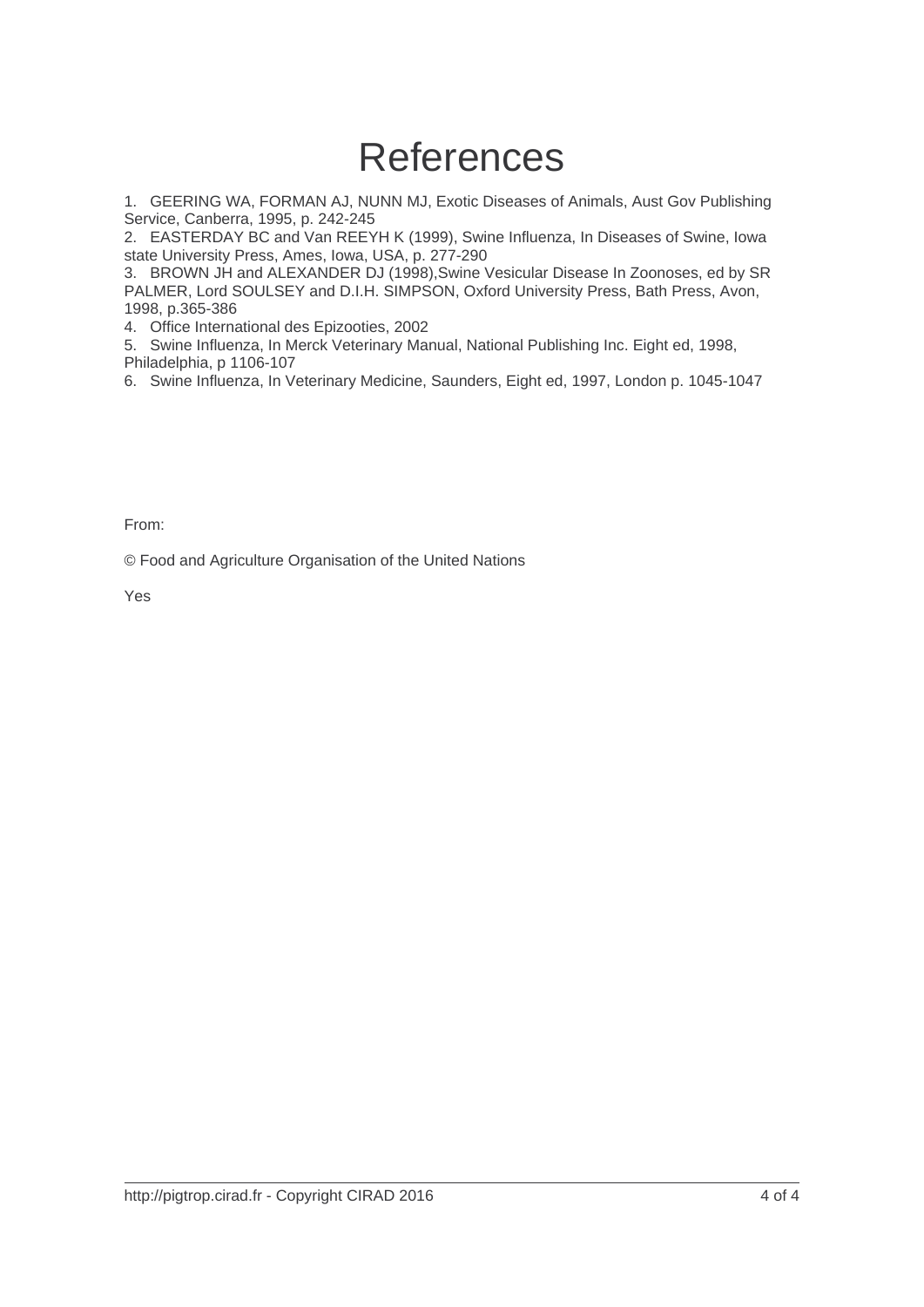# References

1. GEERING WA, FORMAN AJ, NUNN MJ, Exotic Diseases of Animals, Aust Gov Publishing Service, Canberra, 1995, p. 242-245
2. EASTERDAY BC and Van REEYH K (1999), Swine Influenza, In Diseases of Swine, Iowa state University Press, Ames, Iowa, USA, p. 277-290
3. BROWN JH and ALEXANDER DJ (1998),Swine Vesicular Disease In Zoonoses, ed by SR PALMER, Lord SOULSEY and D.I.H. SIMPSON, Oxford University Press, Bath Press, Avon, 1998, p.365-386
4. Office International des Epizooties, 2002
5. Swine Influenza, In Merck Veterinary Manual, National Publishing Inc. Eight ed, 1998, Philadelphia, p 1106-107
6. Swine Influenza, In Veterinary Medicine, Saunders, Eight ed, 1997, London p. 1045-1047

From:

© Food and Agriculture Organisation of the United Nations

Yes

http://pigtrop.cirad.fr - Copyright CIRAD 2016